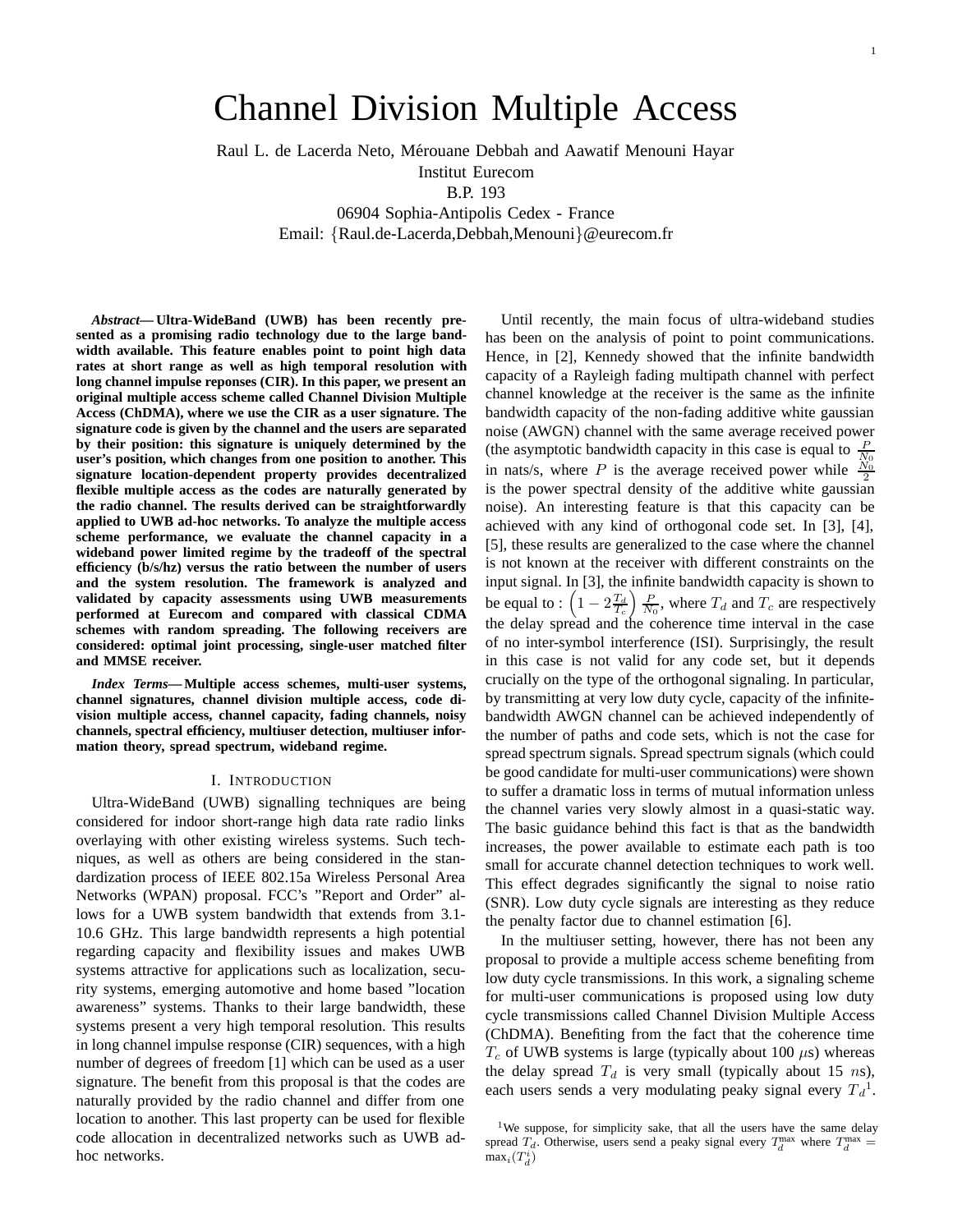# Channel Division Multiple Access

Raul L. de Lacerda Neto, Mérouane Debbah and Aawatif Menouni Hayar
Institut Eurecom
B.P. 193
06904 Sophia-Antipolis Cedex - France
Email: {Raul.de-Lacerda,Debbah,Menouni}@eurecom.fr

***Abstract*— Ultra-WideBand (UWB) has been recently presented as a promising radio technology due to the large bandwidth available. This feature enables point to point high data rates at short range as well as high temporal resolution with long channel impulse reponses (CIR). In this paper, we present an original multiple access scheme called Channel Division Multiple Access (ChDMA), where we use the CIR as a user signature. The signature code is given by the channel and the users are separated by their position: this signature is uniquely determined by the user's position, which changes from one position to another. This signature location-dependent property provides decentralized flexible multiple access as the codes are naturally generated by the radio channel. The results derived can be straightforwardly applied to UWB ad-hoc networks. To analyze the multiple access scheme performance, we evaluate the channel capacity in a wideband power limited regime by the tradeoff of the spectral efficiency (b/s/hz) versus the ratio between the number of users and the system resolution. The framework is analyzed and validated by capacity assessments using UWB measurements performed at Eurecom and compared with classical CDMA schemes with random spreading. The following receivers are considered: optimal joint processing, single-user matched filter and MMSE receiver.**

***Index Terms*— Multiple access schemes, multi-user systems, channel signatures, channel division multiple access, code division multiple access, channel capacity, fading channels, noisy channels, spectral efficiency, multiuser detection, multiuser information theory, spread spectrum, wideband regime.**

## I. Introduction

Ultra-WideBand (UWB) signalling techniques are being considered for indoor short-range high data rate radio links overlaying with other existing wireless systems. Such techniques, as well as others are being considered in the standardization process of IEEE 802.15a Wireless Personal Area Networks (WPAN) proposal. FCC's "Report and Order" allows for a UWB system bandwidth that extends from 3.1-10.6 GHz. This large bandwidth represents a high potential regarding capacity and flexibility issues and makes UWB systems attractive for applications such as localization, security systems, emerging automotive and home based "location awareness" systems. Thanks to their large bandwidth, these systems present a very high temporal resolution. This results in long channel impulse response (CIR) sequences, with a high number of degrees of freedom [1] which can be used as a user signature. The benefit from this proposal is that the codes are naturally provided by the radio channel and differ from one location to another. This last property can be used for flexible code allocation in decentralized networks such as UWB ad-hoc networks.

Until recently, the main focus of ultra-wideband studies has been on the analysis of point to point communications. Hence, in [2], Kennedy showed that the infinite bandwidth capacity of a Rayleigh fading multipath channel with perfect channel knowledge at the receiver is the same as the infinite bandwidth capacity of the non-fading additive white gaussian noise (AWGN) channel with the same average received power (the asymptotic bandwidth capacity in this case is equal to $\frac{P}{N_0}$ in nats/s, where $P$ is the average received power while $\frac{N_0}{2}$ is the power spectral density of the additive white gaussian noise). An interesting feature is that this capacity can be achieved with any kind of orthogonal code set. In [3], [4], [5], these results are generalized to the case where the channel is not known at the receiver with different constraints on the input signal. In [3], the infinite bandwidth capacity is shown to be equal to : $\left(1-2\frac{T_d}{T_c}\right)\frac{P}{N_0}$, where $T_d$ and $T_c$ are respectively the delay spread and the coherence time interval in the case of no inter-symbol interference (ISI). Surprisingly, the result in this case is not valid for any code set, but it depends crucially on the type of the orthogonal signaling. In particular, by transmitting at very low duty cycle, capacity of the infinite-bandwidth AWGN channel can be achieved independently of the number of paths and code sets, which is not the case for spread spectrum signals. Spread spectrum signals (which could be good candidate for multi-user communications) were shown to suffer a dramatic loss in terms of mutual information unless the channel varies very slowly almost in a quasi-static way. The basic guidance behind this fact is that as the bandwidth increases, the power available to estimate each path is too small for accurate channel detection techniques to work well. This effect degrades significantly the signal to noise ratio (SNR). Low duty cycle signals are interesting as they reduce the penalty factor due to channel estimation [6].

In the multiuser setting, however, there has not been any proposal to provide a multiple access scheme benefiting from low duty cycle transmissions. In this work, a signaling scheme for multi-user communications is proposed using low duty cycle transmissions called Channel Division Multiple Access (ChDMA). Benefiting from the fact that the coherence time $T_c$ of UWB systems is large (typically about 100 $\mu$s) whereas the delay spread $T_d$ is very small (typically about 15 $n$s), each users sends a very modulating peaky signal every $T_d$[1].

[1]We suppose, for simplicity sake, that all the users have the same delay spread $T_d$. Otherwise, users send a peaky signal every $T_d^{\max}$ where $T_d^{\max} = \max_i(T_d^i)$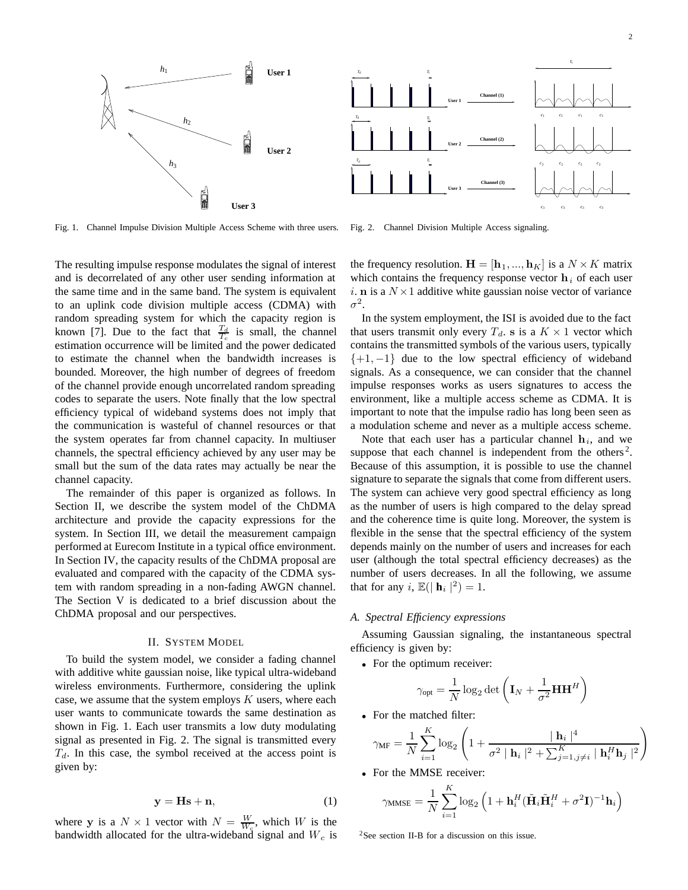Fig. 1. Channel Impulse Division Multiple Access Scheme with three users.

Fig. 2. Channel Division Multiple Access signaling.

The resulting impulse response modulates the signal of interest and is decorrelated of any other user sending information at the same time and in the same band. The system is equivalent to an uplink code division multiple access (CDMA) with random spreading system for which the capacity region is known [7]. Due to the fact that $\frac{T_d}{T_c}$ is small, the channel estimation occurrence will be limited and the power dedicated to estimate the channel when the bandwidth increases is bounded. Moreover, the high number of degrees of freedom of the channel provide enough uncorrelated random spreading codes to separate the users. Note finally that the low spectral efficiency typical of wideband systems does not imply that the communication is wasteful of channel resources or that the system operates far from channel capacity. In multiuser channels, the spectral efficiency achieved by any user may be small but the sum of the data rates may actually be near the channel capacity.

The remainder of this paper is organized as follows. In Section II, we describe the system model of the ChDMA architecture and provide the capacity expressions for the system. In Section III, we detail the measurement campaign performed at Eurecom Institute in a typical office environment. In Section IV, the capacity results of the ChDMA proposal are evaluated and compared with the capacity of the CDMA system with random spreading in a non-fading AWGN channel. The Section V is dedicated to a brief discussion about the ChDMA proposal and our perspectives.

## II. System Model

To build the system model, we consider a fading channel with additive white gaussian noise, like typical ultra-wideband wireless environments. Furthermore, considering the uplink case, we assume that the system employs $K$ users, where each user wants to communicate towards the same destination as shown in Fig. 1. Each user transmits a low duty modulating signal as presented in Fig. 2. The signal is transmitted every $T_d$. In this case, the symbol received at the access point is given by:

$$\mathbf{y} = \mathbf{H}\mathbf{s} + \mathbf{n}, \tag{1}$$

where $\mathbf{y}$ is a $N \times 1$ vector with $N = \frac{W}{W_c}$, which $W$ is the bandwidth allocated for the ultra-wideband signal and $W_c$ is the frequency resolution. $\mathbf{H} = [\mathbf{h}_1, ..., \mathbf{h}_K]$ is a $N \times K$ matrix which contains the frequency response vector $\mathbf{h}_i$ of each user $i$. $\mathbf{n}$ is a $N \times 1$ additive white gaussian noise vector of variance $\sigma^2$.

In the system employment, the ISI is avoided due to the fact that users transmit only every $T_d$. $\mathbf{s}$ is a $K \times 1$ vector which contains the transmitted symbols of the various users, typically $\{+1, -1\}$ due to the low spectral efficiency of wideband signals. As a consequence, we can consider that the channel impulse responses works as users signatures to access the environment, like a multiple access scheme as CDMA. It is important to note that the impulse radio has long been seen as a modulation scheme and never as a multiple access scheme.

Note that each user has a particular channel $\mathbf{h}_i$, and we suppose that each channel is independent from the others[2]. Because of this assumption, it is possible to use the channel signature to separate the signals that come from different users. The system can achieve very good spectral efficiency as long as the number of users is high compared to the delay spread and the coherence time is quite long. Moreover, the system is flexible in the sense that the spectral efficiency of the system depends mainly on the number of users and increases for each user (although the total spectral efficiency decreases) as the number of users decreases. In all the following, we assume that for any $i$, $\mathbb{E}(\mid \mathbf{h}_i \mid^2) = 1$.

### A. Spectral Efficiency expressions

Assuming Gaussian signaling, the instantaneous spectral efficiency is given by:

- For the optimum receiver:

$$\gamma_{\text{opt}} = \frac{1}{N} \log_2 \det \left( \mathbf{I}_N + \frac{1}{\sigma^2} \mathbf{H}\mathbf{H}^H \right)$$

- For the matched filter:

$$\gamma_{\text{MF}} = \frac{1}{N} \sum_{i=1}^{K} \log_2 \left( 1 + \frac{\mid \mathbf{h}_i \mid^4}{\sigma^2 \mid \mathbf{h}_i \mid^2 + \sum_{j=1, j \neq i}^{K} \mid \mathbf{h}_i^H \mathbf{h}_j \mid^2} \right)$$

- For the MMSE receiver:

$$\gamma_{\text{MMSE}} = \frac{1}{N} \sum_{i=1}^{K} \log_2 \left( 1 + \mathbf{h}_i^H (\tilde{\mathbf{H}}_i \tilde{\mathbf{H}}_i^H + \sigma^2 \mathbf{I})^{-1} \mathbf{h}_i \right)$$

[2]See section II-B for a discussion on this issue.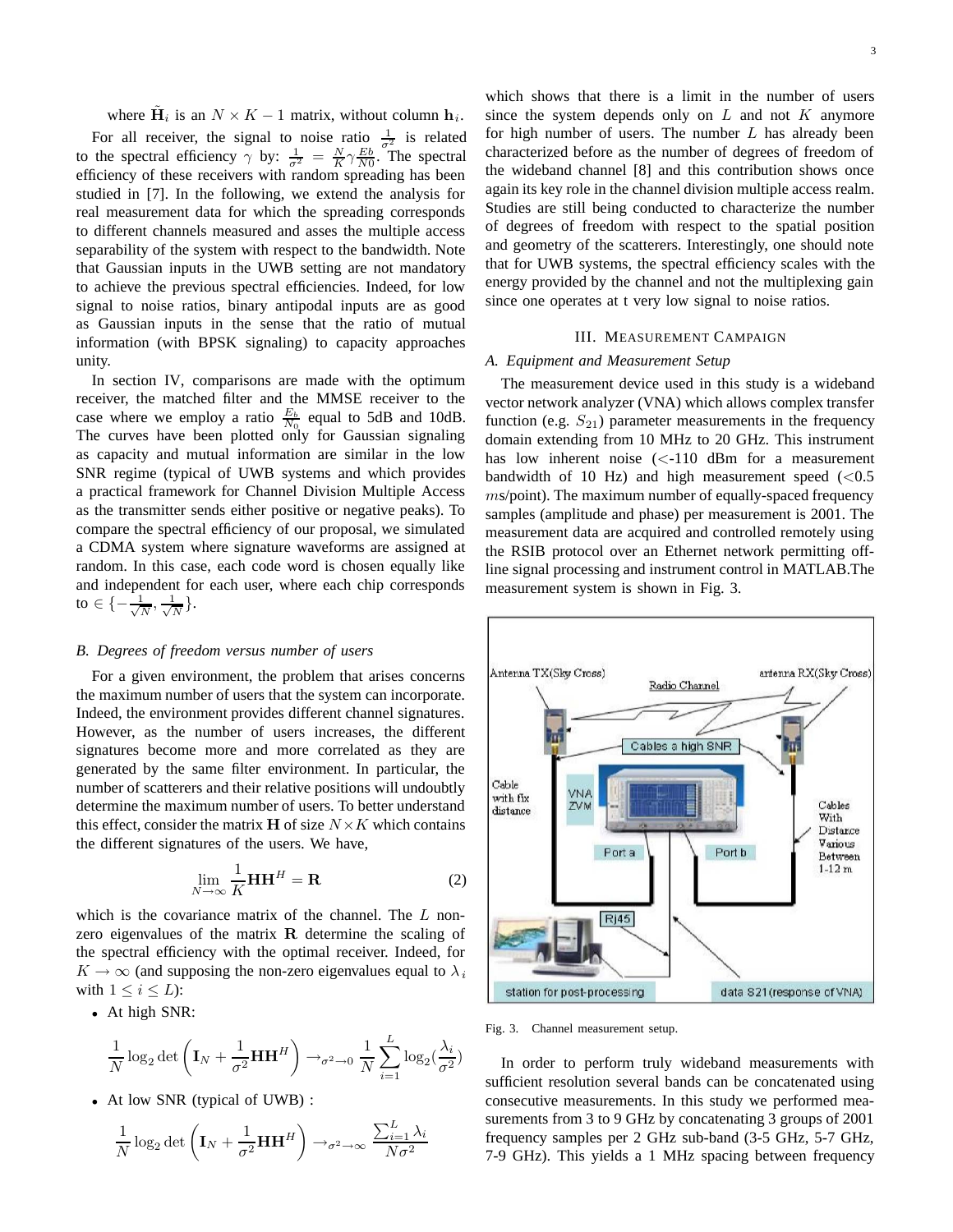where $\tilde{\mathbf{H}}_i$ is an $N \times K-1$ matrix, without column $\mathbf{h}_i$.

For all receiver, the signal to noise ratio $\frac{1}{\sigma^2}$ is related to the spectral efficiency $\gamma$ by: $\frac{1}{\sigma^2} = \frac{N}{K}\gamma\frac{Eb}{N0}$. The spectral efficiency of these receivers with random spreading has been studied in [7]. In the following, we extend the analysis for real measurement data for which the spreading corresponds to different channels measured and asses the multiple access separability of the system with respect to the bandwidth. Note that Gaussian inputs in the UWB setting are not mandatory to achieve the previous spectral efficiencies. Indeed, for low signal to noise ratios, binary antipodal inputs are as good as Gaussian inputs in the sense that the ratio of mutual information (with BPSK signaling) to capacity approaches unity.

In section IV, comparisons are made with the optimum receiver, the matched filter and the MMSE receiver to the case where we employ a ratio $\frac{E_b}{N_0}$ equal to 5dB and 10dB. The curves have been plotted only for Gaussian signaling as capacity and mutual information are similar in the low SNR regime (typical of UWB systems and which provides a practical framework for Channel Division Multiple Access as the transmitter sends either positive or negative peaks). To compare the spectral efficiency of our proposal, we simulated a CDMA system where signature waveforms are assigned at random. In this case, each code word is chosen equally like and independent for each user, where each chip corresponds to $\in \{-\frac{1}{\sqrt{N}}, \frac{1}{\sqrt{N}}\}$.

### *B. Degrees of freedom versus number of users*

For a given environment, the problem that arises concerns the maximum number of users that the system can incorporate. Indeed, the environment provides different channel signatures. However, as the number of users increases, the different signatures become more and more correlated as they are generated by the same filter environment. In particular, the number of scatterers and their relative positions will undoubtly determine the maximum number of users. To better understand this effect, consider the matrix $\mathbf{H}$ of size $N \times K$ which contains the different signatures of the users. We have,

$$\lim_{N \to \infty} \frac{1}{K}\mathbf{H}\mathbf{H}^H = \mathbf{R} \tag{2}$$

which is the covariance matrix of the channel. The $L$ non-zero eigenvalues of the matrix $\mathbf{R}$ determine the scaling of the spectral efficiency with the optimal receiver. Indeed, for $K \to \infty$ (and supposing the non-zero eigenvalues equal to $\lambda_i$ with $1 \leq i \leq L$):

- At high SNR:

$$\frac{1}{N}\log_2 \det\left(\mathbf{I}_N + \frac{1}{\sigma^2}\mathbf{H}\mathbf{H}^H\right) \to_{\sigma^2 \to 0} \frac{1}{N}\sum_{i=1}^{L}\log_2(\frac{\lambda_i}{\sigma^2})$$

- At low SNR (typical of UWB) :

$$\frac{1}{N}\log_2 \det\left(\mathbf{I}_N + \frac{1}{\sigma^2}\mathbf{H}\mathbf{H}^H\right) \to_{\sigma^2 \to \infty} \frac{\sum_{i=1}^{L}\lambda_i}{N\sigma^2}$$

which shows that there is a limit in the number of users since the system depends only on $L$ and not $K$ anymore for high number of users. The number $L$ has already been characterized before as the number of degrees of freedom of the wideband channel [8] and this contribution shows once again its key role in the channel division multiple access realm. Studies are still being conducted to characterize the number of degrees of freedom with respect to the spatial position and geometry of the scatterers. Interestingly, one should note that for UWB systems, the spectral efficiency scales with the energy provided by the channel and not the multiplexing gain since one operates at t very low signal to noise ratios.

## III. Measurement Campaign

### *A. Equipment and Measurement Setup*

The measurement device used in this study is a wideband vector network analyzer (VNA) which allows complex transfer function (e.g. $S_{21}$) parameter measurements in the frequency domain extending from 10 MHz to 20 GHz. This instrument has low inherent noise (<-110 dBm for a measurement bandwidth of 10 Hz) and high measurement speed (<0.5 $m$s/point). The maximum number of equally-spaced frequency samples (amplitude and phase) per measurement is 2001. The measurement data are acquired and controlled remotely using the RSIB protocol over an Ethernet network permitting off-line signal processing and instrument control in MATLAB.The measurement system is shown in Fig. 3.

Fig. 3. Channel measurement setup.

In order to perform truly wideband measurements with sufficient resolution several bands can be concatenated using consecutive measurements. In this study we performed measurements from 3 to 9 GHz by concatenating 3 groups of 2001 frequency samples per 2 GHz sub-band (3-5 GHz, 5-7 GHz, 7-9 GHz). This yields a 1 MHz spacing between frequency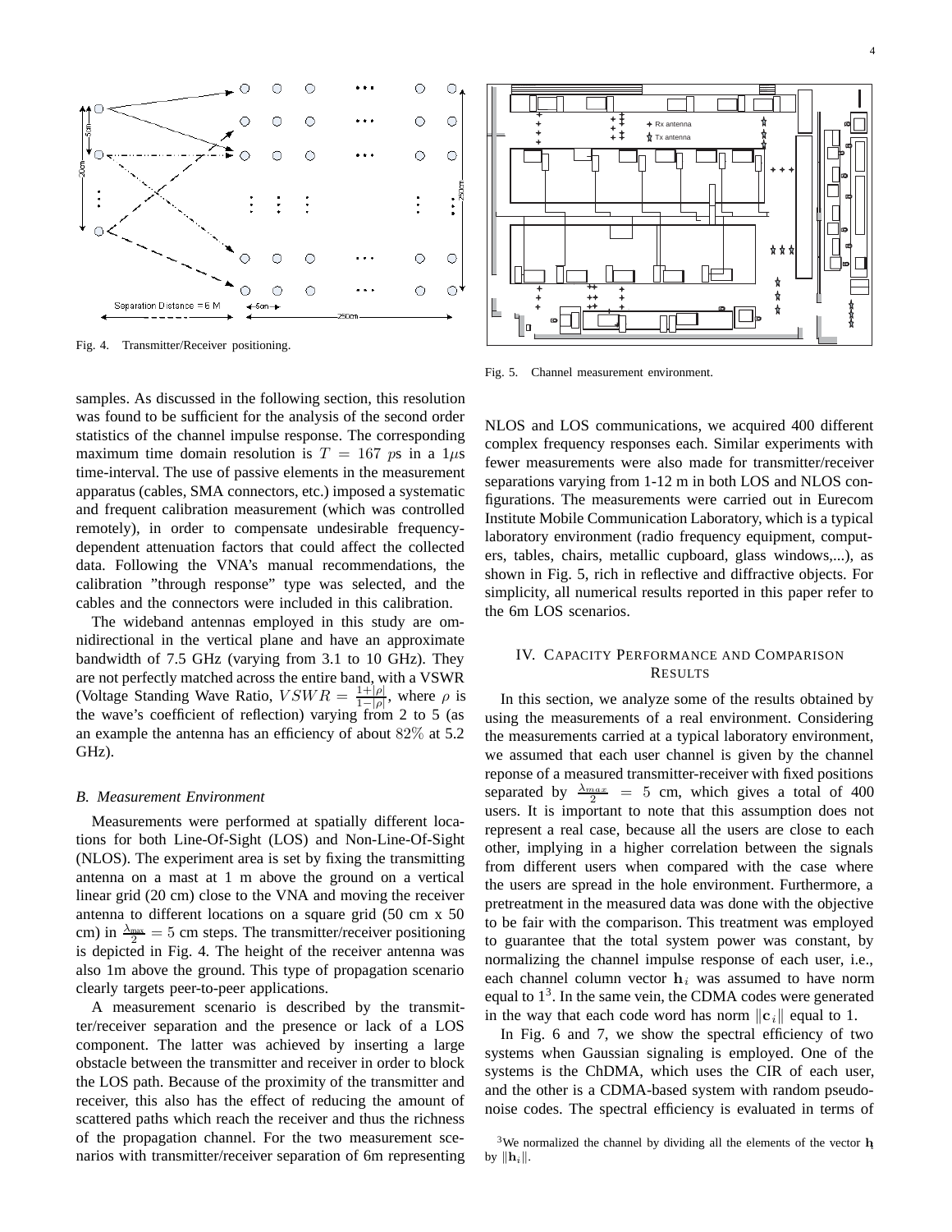Fig. 4. Transmitter/Receiver positioning.

Fig. 5. Channel measurement environment.

samples. As discussed in the following section, this resolution was found to be sufficient for the analysis of the second order statistics of the channel impulse response. The corresponding maximum time domain resolution is $T = 167$ $p$s in a $1\mu$s time-interval. The use of passive elements in the measurement apparatus (cables, SMA connectors, etc.) imposed a systematic and frequent calibration measurement (which was controlled remotely), in order to compensate undesirable frequency-dependent attenuation factors that could affect the collected data. Following the VNA's manual recommendations, the calibration "through response" type was selected, and the cables and the connectors were included in this calibration.

The wideband antennas employed in this study are omnidirectional in the vertical plane and have an approximate bandwidth of 7.5 GHz (varying from 3.1 to 10 GHz). They are not perfectly matched across the entire band, with a VSWR (Voltage Standing Wave Ratio, $VSWR = \frac{1+|\rho|}{1-|\rho|}$, where $\rho$ is the wave's coefficient of reflection) varying from 2 to 5 (as an example the antenna has an efficiency of about $82\%$ at 5.2 GHz).

### B. Measurement Environment

Measurements were performed at spatially different locations for both Line-Of-Sight (LOS) and Non-Line-Of-Sight (NLOS). The experiment area is set by fixing the transmitting antenna on a mast at 1 m above the ground on a vertical linear grid (20 cm) close to the VNA and moving the receiver antenna to different locations on a square grid (50 cm x 50 cm) in $\frac{\lambda_{max}}{2} = 5$ cm steps. The transmitter/receiver positioning is depicted in Fig. 4. The height of the receiver antenna was also 1m above the ground. This type of propagation scenario clearly targets peer-to-peer applications.

A measurement scenario is described by the transmitter/receiver separation and the presence or lack of a LOS component. The latter was achieved by inserting a large obstacle between the transmitter and receiver in order to block the LOS path. Because of the proximity of the transmitter and receiver, this also has the effect of reducing the amount of scattered paths which reach the receiver and thus the richness of the propagation channel. For the two measurement scenarios with transmitter/receiver separation of 6m representing NLOS and LOS communications, we acquired 400 different complex frequency responses each. Similar experiments with fewer measurements were also made for transmitter/receiver separations varying from 1-12 m in both LOS and NLOS configurations. The measurements were carried out in Eurecom Institute Mobile Communication Laboratory, which is a typical laboratory environment (radio frequency equipment, computers, tables, chairs, metallic cupboard, glass windows,...), as shown in Fig. 5, rich in reflective and diffractive objects. For simplicity, all numerical results reported in this paper refer to the 6m LOS scenarios.

## IV. Capacity Performance and Comparison Results

In this section, we analyze some of the results obtained by using the measurements of a real environment. Considering the measurements carried at a typical laboratory environment, we assumed that each user channel is given by the channel reponse of a measured transmitter-receiver with fixed positions separated by $\frac{\lambda_{max}}{2} = 5$ cm, which gives a total of 400 users. It is important to note that this assumption does not represent a real case, because all the users are close to each other, implying in a higher correlation between the signals from different users when compared with the case where the users are spread in the hole environment. Furthermore, a pretreatment in the measured data was done with the objective to be fair with the comparison. This treatment was employed to guarantee that the total system power was constant, by normalizing the channel impulse response of each user, i.e., each channel column vector $\mathbf{h}_i$ was assumed to have norm equal to 1[3]. In the same vein, the CDMA codes were generated in the way that each code word has norm $\|\mathbf{c}_i\|$ equal to 1.

In Fig. 6 and 7, we show the spectral efficiency of two systems when Gaussian signaling is employed. One of the systems is the ChDMA, which uses the CIR of each user, and the other is a CDMA-based system with random pseudo-noise codes. The spectral efficiency is evaluated in terms of

[3] We normalized the channel by dividing all the elements of the vector $\mathbf{h}_i$ by $\|\mathbf{h}_i\|$.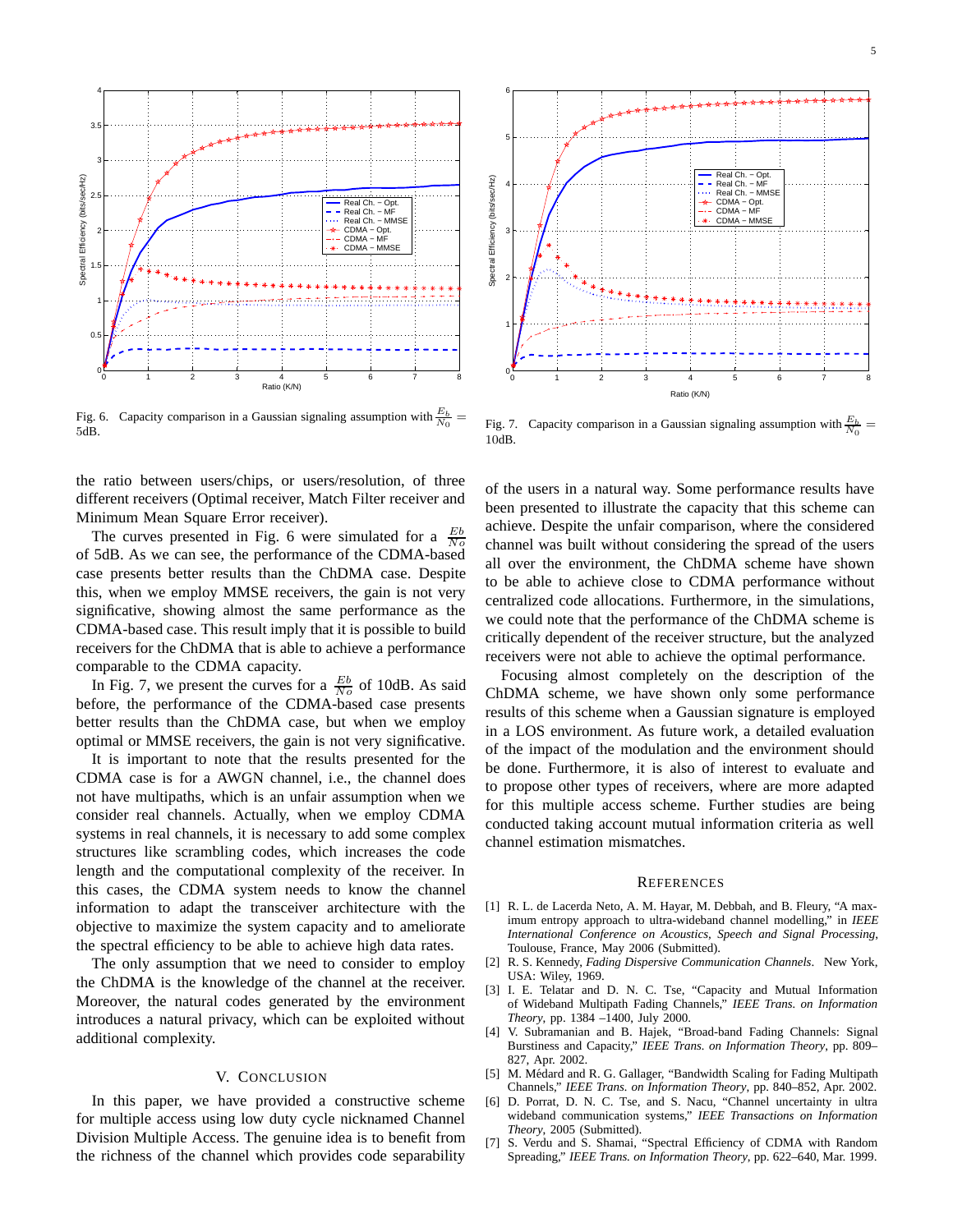Fig. 6. Capacity comparison in a Gaussian signaling assumption with $\frac{E_b}{N_0} =$ 5dB.

Fig. 7. Capacity comparison in a Gaussian signaling assumption with $\frac{E_b}{N_0} =$ 10dB.

the ratio between users/chips, or users/resolution, of three different receivers (Optimal receiver, Match Filter receiver and Minimum Mean Square Error receiver).

The curves presented in Fig. 6 were simulated for a $\frac{Eb}{No}$ of 5dB. As we can see, the performance of the CDMA-based case presents better results than the ChDMA case. Despite this, when we employ MMSE receivers, the gain is not very significative, showing almost the same performance as the CDMA-based case. This result imply that it is possible to build receivers for the ChDMA that is able to achieve a performance comparable to the CDMA capacity.

In Fig. 7, we present the curves for a $\frac{Eb}{No}$ of 10dB. As said before, the performance of the CDMA-based case presents better results than the ChDMA case, but when we employ optimal or MMSE receivers, the gain is not very significative.

It is important to note that the results presented for the CDMA case is for a AWGN channel, i.e., the channel does not have multipaths, which is an unfair assumption when we consider real channels. Actually, when we employ CDMA systems in real channels, it is necessary to add some complex structures like scrambling codes, which increases the code length and the computational complexity of the receiver. In this cases, the CDMA system needs to know the channel information to adapt the transceiver architecture with the objective to maximize the system capacity and to ameliorate the spectral efficiency to be able to achieve high data rates.

The only assumption that we need to consider to employ the ChDMA is the knowledge of the channel at the receiver. Moreover, the natural codes generated by the environment introduces a natural privacy, which can be exploited without additional complexity.

## V. Conclusion

In this paper, we have provided a constructive scheme for multiple access using low duty cycle nicknamed Channel Division Multiple Access. The genuine idea is to benefit from the richness of the channel which provides code separability of the users in a natural way. Some performance results have been presented to illustrate the capacity that this scheme can achieve. Despite the unfair comparison, where the considered channel was built without considering the spread of the users all over the environment, the ChDMA scheme have shown to be able to achieve close to CDMA performance without centralized code allocations. Furthermore, in the simulations, we could note that the performance of the ChDMA scheme is critically dependent of the receiver structure, but the analyzed receivers were not able to achieve the optimal performance.

Focusing almost completely on the description of the ChDMA scheme, we have shown only some performance results of this scheme when a Gaussian signature is employed in a LOS environment. As future work, a detailed evaluation of the impact of the modulation and the environment should be done. Furthermore, it is also of interest to evaluate and to propose other types of receivers, where are more adapted for this multiple access scheme. Further studies are being conducted taking account mutual information criteria as well channel estimation mismatches.

## References

[1] R. L. de Lacerda Neto, A. M. Hayar, M. Debbah, and B. Fleury, "A maximum entropy approach to ultra-wideband channel modelling," in *IEEE International Conference on Acoustics, Speech and Signal Processing*, Toulouse, France, May 2006 (Submitted).

[2] R. S. Kennedy, *Fading Dispersive Communication Channels*. New York, USA: Wiley, 1969.

[3] I. E. Telatar and D. N. C. Tse, "Capacity and Mutual Information of Wideband Multipath Fading Channels," *IEEE Trans. on Information Theory*, pp. 1384 –1400, July 2000.

[4] V. Subramanian and B. Hajek, "Broad-band Fading Channels: Signal Burstiness and Capacity," *IEEE Trans. on Information Theory*, pp. 809–827, Apr. 2002.

[5] M. Médard and R. G. Gallager, "Bandwidth Scaling for Fading Multipath Channels," *IEEE Trans. on Information Theory*, pp. 840–852, Apr. 2002.

[6] D. Porrat, D. N. C. Tse, and S. Nacu, "Channel uncertainty in ultra wideband communication systems," *IEEE Transactions on Information Theory*, 2005 (Submitted).

[7] S. Verdu and S. Shamai, "Spectral Efficiency of CDMA with Random Spreading," *IEEE Trans. on Information Theory*, pp. 622–640, Mar. 1999.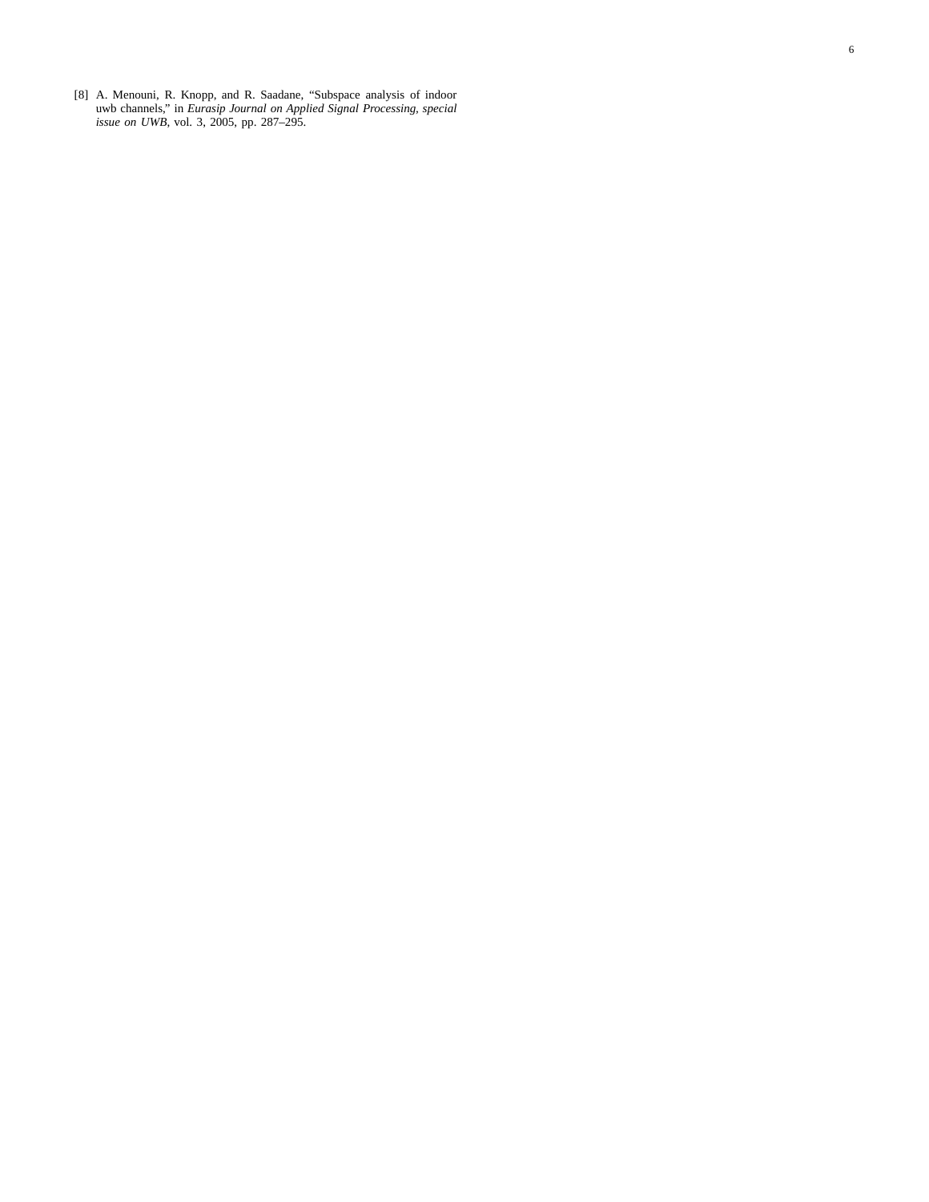[8] A. Menouni, R. Knopp, and R. Saadane, "Subspace analysis of indoor uwb channels," in *Eurasip Journal on Applied Signal Processing, special issue on UWB*, vol. 3, 2005, pp. 287–295.